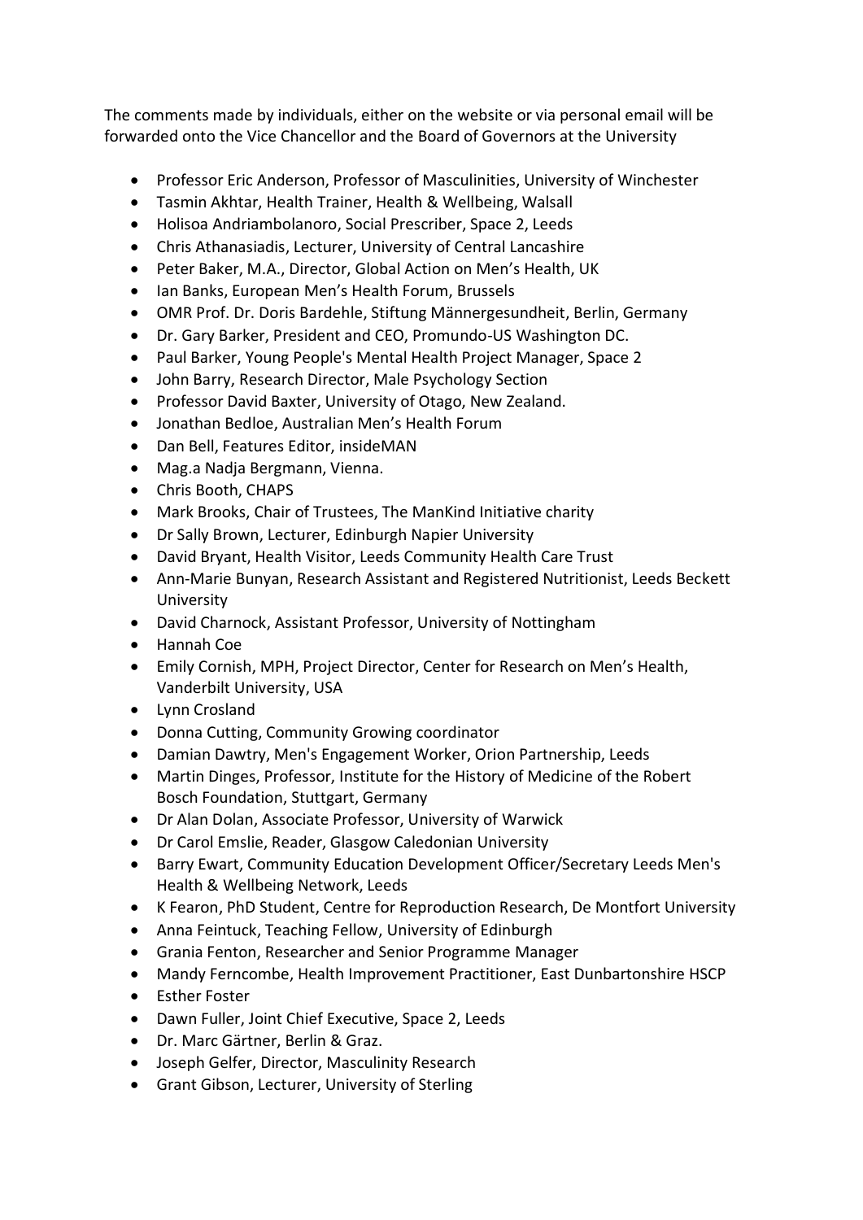The comments made by individuals, either on the website or via personal email will be forwarded onto the Vice Chancellor and the Board of Governors at the University

- Professor Eric Anderson, Professor of Masculinities, University of Winchester
- Tasmin Akhtar, Health Trainer, Health & Wellbeing, Walsall
- Holisoa Andriambolanoro, Social Prescriber, Space 2, Leeds
- Chris Athanasiadis, Lecturer, University of Central Lancashire
- Peter Baker, M.A., Director, Global Action on Men's Health, UK
- Ian Banks, European Men's Health Forum, Brussels
- OMR Prof. Dr. Doris Bardehle, Stiftung Männergesundheit, Berlin, Germany
- Dr. Gary Barker, President and CEO, Promundo-US Washington DC.
- Paul Barker, Young People's Mental Health Project Manager, Space 2
- John Barry, Research Director, Male Psychology Section
- Professor David Baxter, University of Otago, New Zealand.
- Jonathan Bedloe, Australian Men's Health Forum
- Dan Bell, Features Editor, insideMAN
- Mag.a Nadja Bergmann, Vienna.
- Chris Booth, CHAPS
- Mark Brooks, Chair of Trustees, The ManKind Initiative charity
- Dr Sally Brown, Lecturer, Edinburgh Napier University
- David Bryant, Health Visitor, Leeds Community Health Care Trust
- Ann-Marie Bunyan, Research Assistant and Registered Nutritionist, Leeds Beckett University
- David Charnock, Assistant Professor, University of Nottingham
- Hannah Coe
- Emily Cornish, MPH, Project Director, Center for Research on Men's Health, Vanderbilt University, USA
- Lynn Crosland
- Donna Cutting, Community Growing coordinator
- Damian Dawtry, Men's Engagement Worker, Orion Partnership, Leeds
- Martin Dinges, Professor, Institute for the History of Medicine of the Robert Bosch Foundation, Stuttgart, Germany
- Dr Alan Dolan, Associate Professor, University of Warwick
- Dr Carol Emslie, Reader, Glasgow Caledonian University
- Barry Ewart, Community Education Development Officer/Secretary Leeds Men's Health & Wellbeing Network, Leeds
- K Fearon, PhD Student, Centre for Reproduction Research, De Montfort University
- Anna Feintuck, Teaching Fellow, University of Edinburgh
- Grania Fenton, Researcher and Senior Programme Manager
- Mandy Ferncombe, Health Improvement Practitioner, East Dunbartonshire HSCP
- Esther Foster
- Dawn Fuller, Joint Chief Executive, Space 2, Leeds
- Dr. Marc Gärtner, Berlin & Graz.
- Joseph Gelfer, Director, Masculinity Research
- Grant Gibson, Lecturer, University of Sterling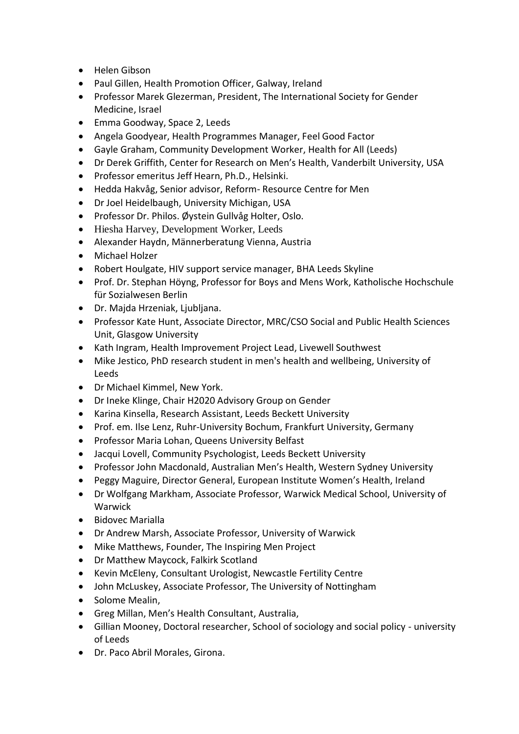- Helen Gibson
- Paul Gillen, Health Promotion Officer, Galway, Ireland
- Professor Marek Glezerman, President, The International Society for Gender Medicine, Israel
- Emma Goodway, Space 2, Leeds
- Angela Goodyear, Health Programmes Manager, Feel Good Factor
- Gayle Graham, Community Development Worker, Health for All (Leeds)
- Dr Derek Griffith, Center for Research on Men's Health, Vanderbilt University, USA
- Professor emeritus Jeff Hearn, Ph.D., Helsinki.
- Hedda Hakvåg, Senior advisor, Reform- Resource Centre for Men
- Dr Joel Heidelbaugh, University Michigan, USA
- Professor Dr. Philos. Øystein Gullvåg Holter, Oslo.
- Hiesha Harvey, Development Worker, Leeds
- Alexander Haydn, Männerberatung Vienna, Austria
- Michael Holzer
- Robert Houlgate, HIV support service manager, BHA Leeds Skyline
- Prof. Dr. Stephan Höyng, Professor for Boys and Mens Work, Katholische Hochschule für Sozialwesen Berlin
- Dr. Majda Hrzeniak, Ljubljana.
- Professor Kate Hunt, Associate Director, MRC/CSO Social and Public Health Sciences Unit, Glasgow University
- Kath Ingram, Health Improvement Project Lead, Livewell Southwest
- Mike Jestico, PhD research student in men's health and wellbeing, University of Leeds
- Dr Michael Kimmel, New York.
- Dr Ineke Klinge, Chair H2020 Advisory Group on Gender
- Karina Kinsella, Research Assistant, Leeds Beckett University
- Prof. em. Ilse Lenz, Ruhr-University Bochum, Frankfurt University, Germany
- Professor Maria Lohan, Queens University Belfast
- Jacqui Lovell, Community Psychologist, Leeds Beckett University
- Professor John Macdonald, Australian Men's Health, Western Sydney University
- Peggy Maguire, Director General, European Institute Women's Health, Ireland
- Dr Wolfgang Markham, Associate Professor, Warwick Medical School, University of Warwick
- Bidovec Marialla
- Dr Andrew Marsh, Associate Professor, University of Warwick
- Mike Matthews, Founder, The Inspiring Men Project
- Dr Matthew Maycock, Falkirk Scotland
- Kevin McEleny, Consultant Urologist, Newcastle Fertility Centre
- John McLuskey, Associate Professor, The University of Nottingham
- Solome Mealin,
- Greg Millan, Men's Health Consultant, Australia,
- Gillian Mooney, Doctoral researcher, School of sociology and social policy - university of Leeds
- Dr. Paco Abril Morales, Girona.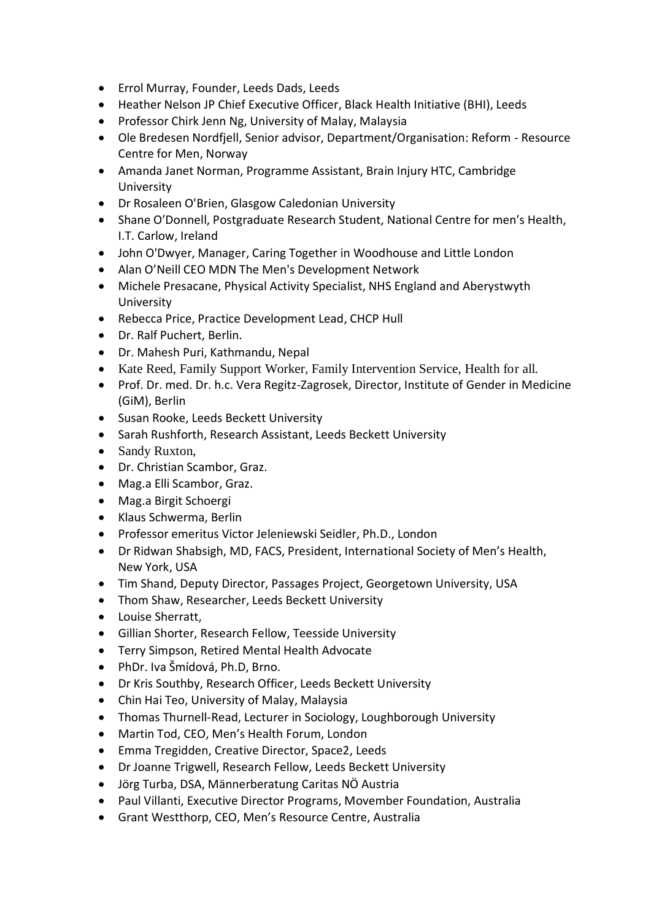- Errol Murray, Founder, Leeds Dads, Leeds
- Heather Nelson JP Chief Executive Officer, Black Health Initiative (BHI), Leeds
- Professor Chirk Jenn Ng, University of Malay, Malaysia
- Ole Bredesen Nordfjell, Senior advisor, Department/Organisation: Reform - Resource Centre for Men, Norway
- Amanda Janet Norman, Programme Assistant, Brain Injury HTC, Cambridge University
- Dr Rosaleen O'Brien, Glasgow Caledonian University
- Shane O'Donnell, Postgraduate Research Student, National Centre for men's Health, I.T. Carlow, Ireland
- John O'Dwyer, Manager, Caring Together in Woodhouse and Little London
- Alan O'Neill CEO MDN The Men's Development Network
- Michele Presacane, Physical Activity Specialist, NHS England and Aberystwyth University
- Rebecca Price, Practice Development Lead, CHCP Hull
- Dr. Ralf Puchert, Berlin.
- Dr. Mahesh Puri, Kathmandu, Nepal
- Kate Reed, Family Support Worker, Family Intervention Service, Health for all.
- Prof. Dr. med. Dr. h.c. Vera Regitz-Zagrosek, Director, Institute of Gender in Medicine (GiM), Berlin
- Susan Rooke, Leeds Beckett University
- Sarah Rushforth, Research Assistant, Leeds Beckett University
- Sandy Ruxton,
- Dr. Christian Scambor, Graz.
- Mag.a Elli Scambor, Graz.
- Mag.a Birgit Schoergi
- Klaus Schwerma, Berlin
- Professor emeritus Victor Jeleniewski Seidler, Ph.D., London
- Dr Ridwan Shabsigh, MD, FACS, President, International Society of Men's Health, New York, USA
- Tim Shand, Deputy Director, Passages Project, Georgetown University, USA
- Thom Shaw, Researcher, Leeds Beckett University
- Louise Sherratt,
- Gillian Shorter, Research Fellow, Teesside University
- Terry Simpson, Retired Mental Health Advocate
- PhDr. Iva Šmídová, Ph.D, Brno.
- Dr Kris Southby, Research Officer, Leeds Beckett University
- Chin Hai Teo, University of Malay, Malaysia
- Thomas Thurnell-Read, Lecturer in Sociology, Loughborough University
- Martin Tod, CEO, Men's Health Forum, London
- Emma Tregidden, Creative Director, Space2, Leeds
- Dr Joanne Trigwell, Research Fellow, Leeds Beckett University
- Jörg Turba, DSA, Männerberatung Caritas NÖ Austria
- Paul Villanti, Executive Director Programs, Movember Foundation, Australia
- Grant Westthorp, CEO, Men's Resource Centre, Australia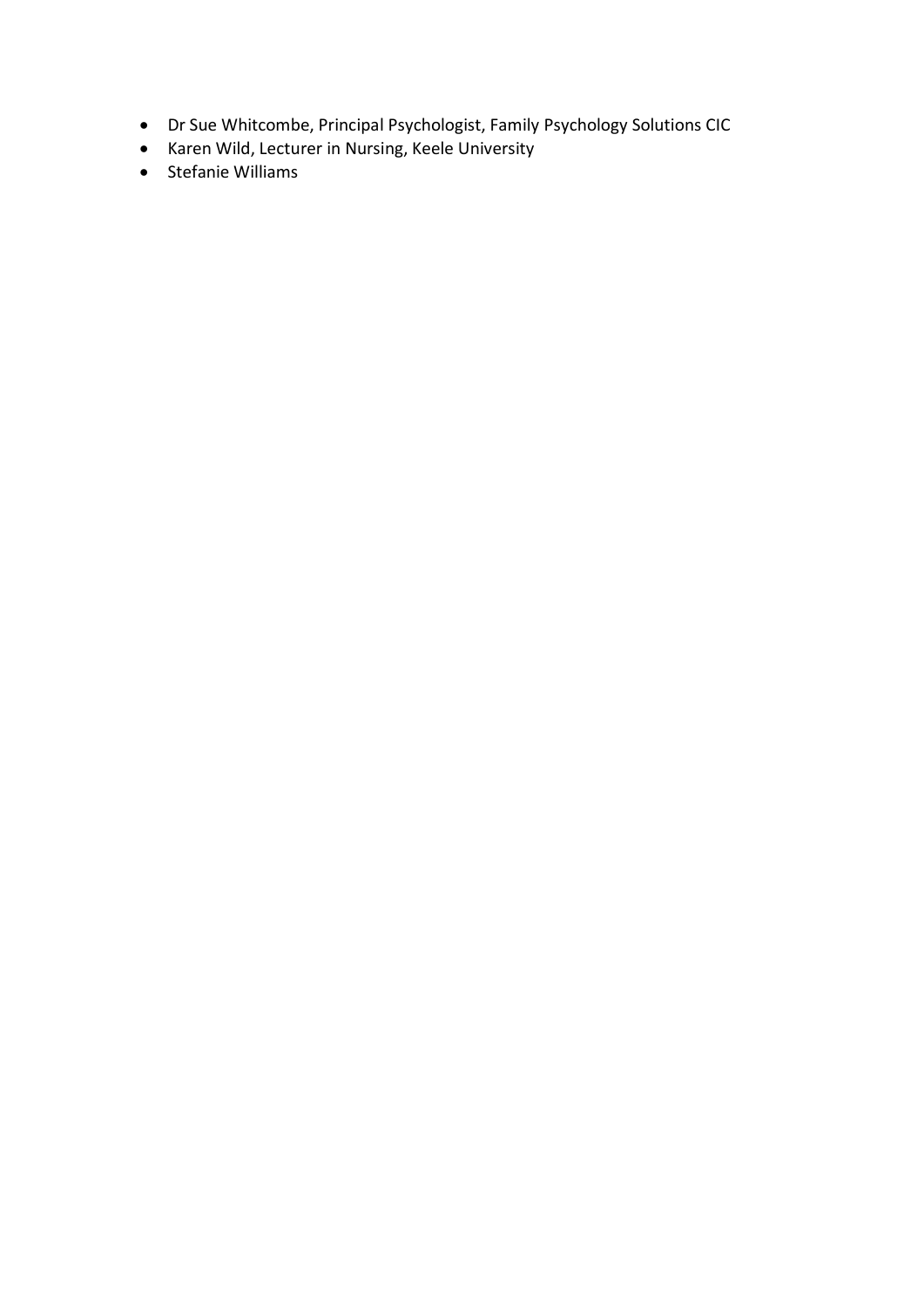- Dr Sue Whitcombe, Principal Psychologist, Family Psychology Solutions CIC
- Karen Wild, Lecturer in Nursing, Keele University
- Stefanie Williams